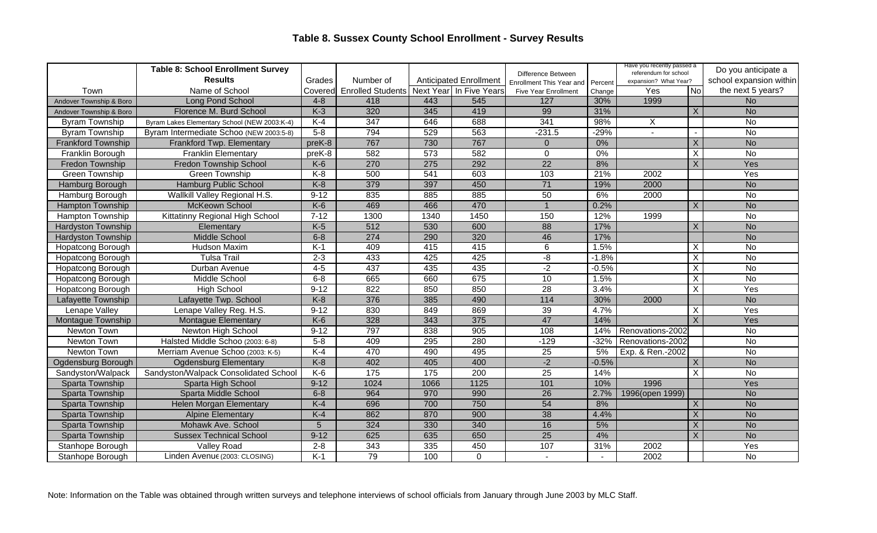# Table 8. Sussex County School Enrollment - Survey Results

| | Table 8: School Enrollment Survey Results | | | Anticipated Enrollment | | Difference Between | | Have you recently passed a referendum for school expansion? What Year? | | Do you anticipate a school expansion within |
|---|---|---|---|---|---|---|---|---|---|---|
| Town | Name of School | Grades Covered | Number of Enrolled Students | Next Year | In Five Years | Enrollment This Year and Five Year Enrollment | Percent Change | Yes | No | the next 5 years? |
| Andover Township & Boro | Long Pond School | 4-8 | 418 | 443 | 545 | 127 | 30% | 1999 | | No |
| Andover Township & Boro | Florence M. Burd School | K-3 | 320 | 345 | 419 | 99 | 31% | | X | No |
| Byram Township | Byram Lakes Elementary School (NEW 2003:K-4) | K-4 | 347 | 646 | 688 | 341 | 98% | X | | No |
| Byram Township | Byram Intermediate Schoo (NEW 2003:5-8) | 5-8 | 794 | 529 | 563 | -231.5 | -29% | - | - | No |
| Frankford Township | Frankford Twp. Elementary | preK-8 | 767 | 730 | 767 | 0 | 0% | | X | No |
| Franklin Borough | Franklin Elementary | preK-8 | 582 | 573 | 582 | 0 | 0% | | X | No |
| Fredon Township | Fredon Township School | K-6 | 270 | 275 | 292 | 22 | 8% | | X | Yes |
| Green Township | Green Township | K-8 | 500 | 541 | 603 | 103 | 21% | 2002 | | Yes |
| Hamburg Borough | Hamburg Public School | K-8 | 379 | 397 | 450 | 71 | 19% | 2000 | | No |
| Hamburg Borough | Wallkill Valley Regional H.S. | 9-12 | 835 | 885 | 885 | 50 | 6% | 2000 | | No |
| Hampton Township | McKeown School | K-6 | 469 | 466 | 470 | 1 | 0.2% | | X | No |
| Hampton Township | Kittatinny Regional High School | 7-12 | 1300 | 1340 | 1450 | 150 | 12% | 1999 | | No |
| Hardyston Township | Elementary | K-5 | 512 | 530 | 600 | 88 | 17% | | X | No |
| Hardyston Township | Middle School | 6-8 | 274 | 290 | 320 | 46 | 17% | | | No |
| Hopatcong Borough | Hudson Maxim | K-1 | 409 | 415 | 415 | 6 | 1.5% | | X | No |
| Hopatcong Borough | Tulsa Trail | 2-3 | 433 | 425 | 425 | -8 | -1.8% | | X | No |
| Hopatcong Borough | Durban Avenue | 4-5 | 437 | 435 | 435 | -2 | -0.5% | | X | No |
| Hopatcong Borough | Middle School | 6-8 | 665 | 660 | 675 | 10 | 1.5% | | X | No |
| Hopatcong Borough | High School | 9-12 | 822 | 850 | 850 | 28 | 3.4% | | X | Yes |
| Lafayette Township | Lafayette Twp. School | K-8 | 376 | 385 | 490 | 114 | 30% | 2000 | | No |
| Lenape Valley | Lenape Valley Reg. H.S. | 9-12 | 830 | 849 | 869 | 39 | 4.7% | | X | Yes |
| Montague Township | Montague Elementary | K-6 | 328 | 343 | 375 | 47 | 14% | | X | Yes |
| Newton Town | Newton High School | 9-12 | 797 | 838 | 905 | 108 | 14% | Renovations-2002 | | No |
| Newton Town | Halsted Middle Schoo (2003: 6-8) | 5-8 | 409 | 295 | 280 | -129 | -32% | Renovations-2002 | | No |
| Newton Town | Merriam Avenue Schoo (2003: K-5) | K-4 | 470 | 490 | 495 | 25 | 5% | Exp. & Ren.-2002 | | No |
| Ogdensburg Borough | Ogdensburg Elementary | K-8 | 402 | 405 | 400 | -2 | -0.5% | | X | No |
| Sandyston/Walpack | Sandyston/Walpack Consolidated School | K-6 | 175 | 175 | 200 | 25 | 14% | | X | No |
| Sparta Township | Sparta High School | 9-12 | 1024 | 1066 | 1125 | 101 | 10% | 1996 | | Yes |
| Sparta Township | Sparta Middle School | 6-8 | 964 | 970 | 990 | 26 | 2.7% | 1996(open 1999) | | No |
| Sparta Township | Helen Morgan Elementary | K-4 | 696 | 700 | 750 | 54 | 8% | | X | No |
| Sparta Township | Alpine Elementary | K-4 | 862 | 870 | 900 | 38 | 4.4% | | X | No |
| Sparta Township | Mohawk Ave. School | 5 | 324 | 330 | 340 | 16 | 5% | | X | No |
| Sparta Township | Sussex Technical School | 9-12 | 625 | 635 | 650 | 25 | 4% | | X | No |
| Stanhope Borough | Valley Road | 2-8 | 343 | 335 | 450 | 107 | 31% | 2002 | | Yes |
| Stanhope Borough | Linden Avenue (2003: CLOSING) | K-1 | 79 | 100 | 0 | - | - | 2002 | | No |

Note: Information on the Table was obtained through written surveys and telephone interviews of school officials from January through June 2003 by MLC Staff.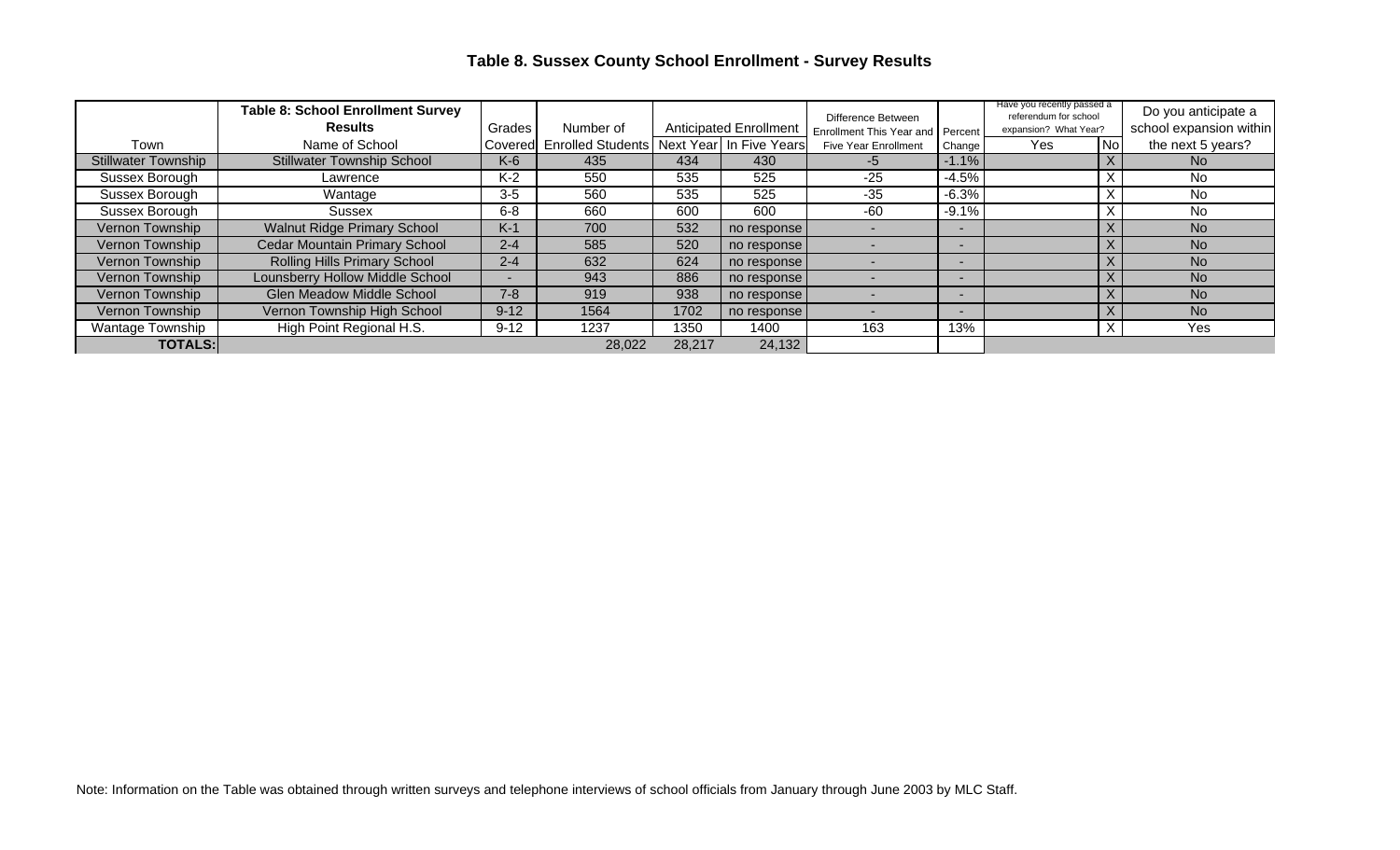# Table 8. Sussex County School Enrollment - Survey Results

| Town | Table 8: School Enrollment Survey Results<br>Name of School | Grades Covered | Number of Enrolled Students | Anticipated Enrollment | | Difference Between Enrollment This Year and Five Year Enrollment | Percent Change | Have you recently passed a referendum for school expansion? What Year? | | Do you anticipate a school expansion within the next 5 years? |
|---|---|---|---|---|---|---|---|---|---|---|
| | | | | Next Year | In Five Years | | | Yes | No | |
| Stillwater Township | Stillwater Township School | K-6 | 435 | 434 | 430 | -5 | -1.1% | | X | No |
| Sussex Borough | Lawrence | K-2 | 550 | 535 | 525 | -25 | -4.5% | | X | No |
| Sussex Borough | Wantage | 3-5 | 560 | 535 | 525 | -35 | -6.3% | | X | No |
| Sussex Borough | Sussex | 6-8 | 660 | 600 | 600 | -60 | -9.1% | | X | No |
| Vernon Township | Walnut Ridge Primary School | K-1 | 700 | 532 | no response | - | - | | X | No |
| Vernon Township | Cedar Mountain Primary School | 2-4 | 585 | 520 | no response | - | - | | X | No |
| Vernon Township | Rolling Hills Primary School | 2-4 | 632 | 624 | no response | - | - | | X | No |
| Vernon Township | Lounsberry Hollow Middle School | - | 943 | 886 | no response | - | - | | X | No |
| Vernon Township | Glen Meadow Middle School | 7-8 | 919 | 938 | no response | - | - | | X | No |
| Vernon Township | Vernon Township High School | 9-12 | 1564 | 1702 | no response | - | - | | X | No |
| Wantage Township | High Point Regional H.S. | 9-12 | 1237 | 1350 | 1400 | 163 | 13% | | X | Yes |
| **TOTALS:** | | | 28,022 | 28,217 | 24,132 | | | | | |

Note: Information on the Table was obtained through written surveys and telephone interviews of school officials from January through June 2003 by MLC Staff.